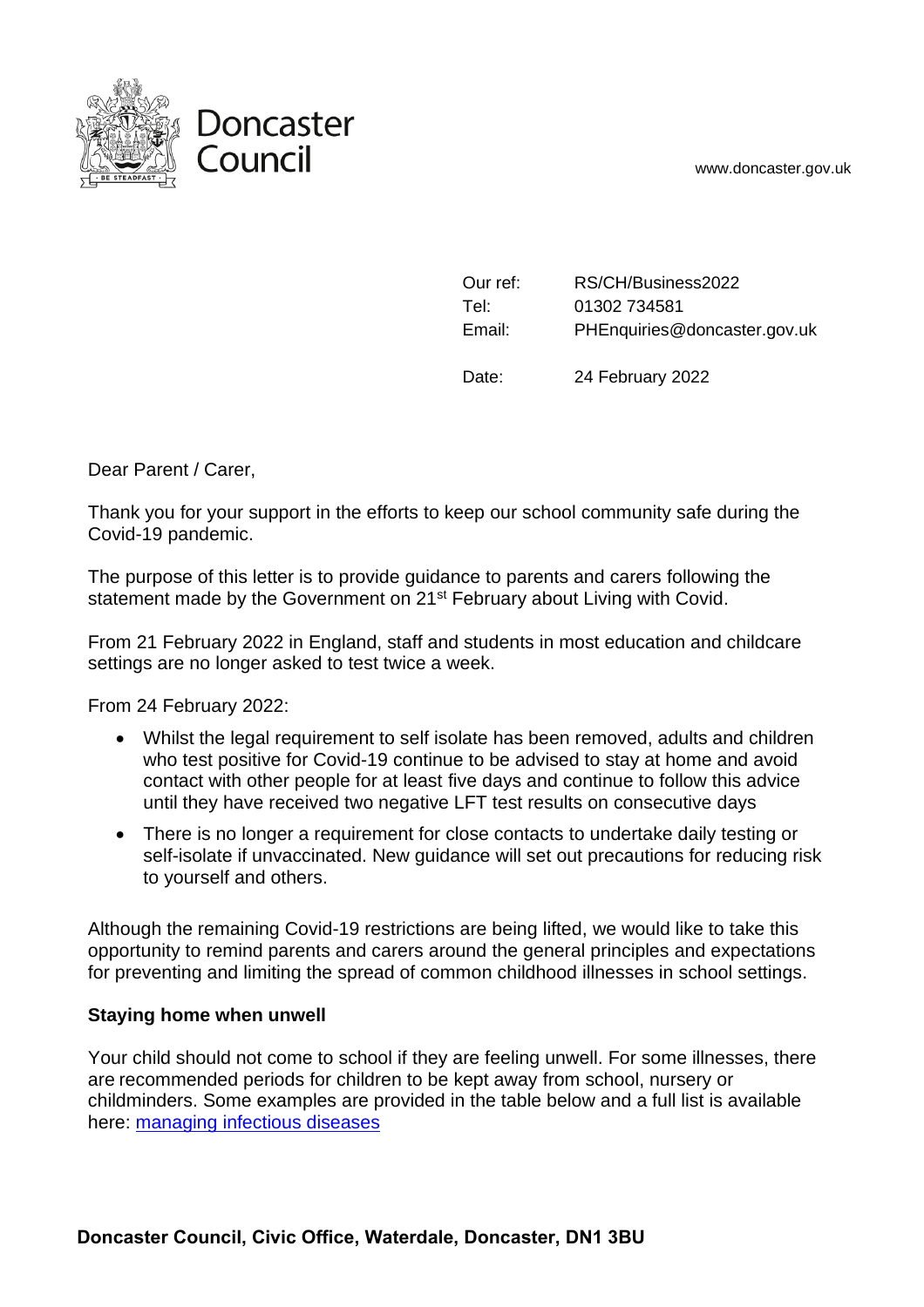Doncaster Council

www.doncaster.gov.uk

Our ref: RS/CH/Business2022
Tel: 01302 734581
Email: PHEnquiries@doncaster.gov.uk

Date: 24 February 2022

Dear Parent / Carer,

Thank you for your support in the efforts to keep our school community safe during the Covid-19 pandemic.

The purpose of this letter is to provide guidance to parents and carers following the statement made by the Government on 21st February about Living with Covid.

From 21 February 2022 in England, staff and students in most education and childcare settings are no longer asked to test twice a week.

From 24 February 2022:

- Whilst the legal requirement to self isolate has been removed, adults and children who test positive for Covid-19 continue to be advised to stay at home and avoid contact with other people for at least five days and continue to follow this advice until they have received two negative LFT test results on consecutive days
- There is no longer a requirement for close contacts to undertake daily testing or self-isolate if unvaccinated. New guidance will set out precautions for reducing risk to yourself and others.

Although the remaining Covid-19 restrictions are being lifted, we would like to take this opportunity to remind parents and carers around the general principles and expectations for preventing and limiting the spread of common childhood illnesses in school settings.

**Staying home when unwell**

Your child should not come to school if they are feeling unwell. For some illnesses, there are recommended periods for children to be kept away from school, nursery or childminders. Some examples are provided in the table below and a full list is available here: [managing infectious diseases]

**Doncaster Council, Civic Office, Waterdale, Doncaster, DN1 3BU**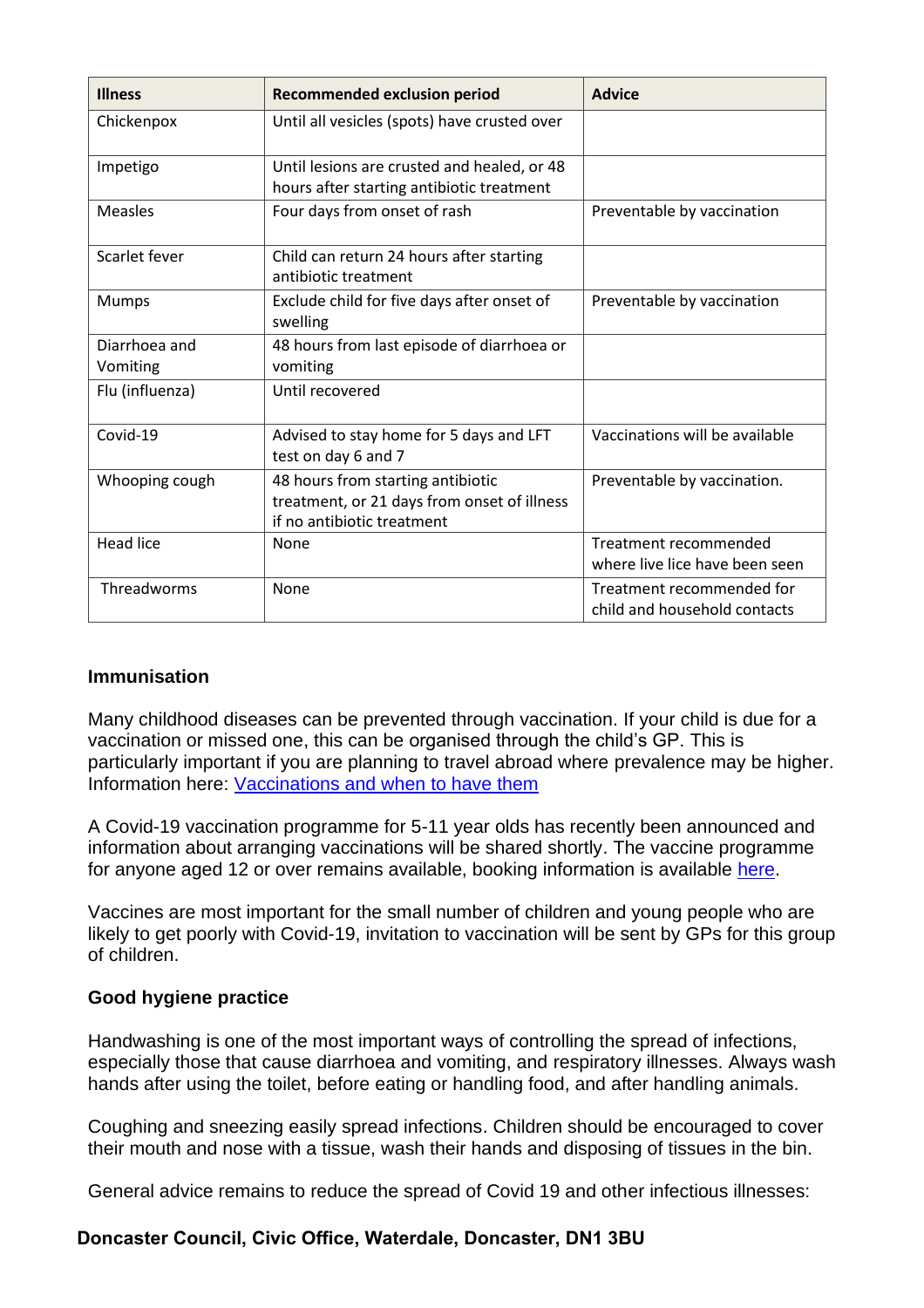| Illness | Recommended exclusion period | Advice |
|---|---|---|
| Chickenpox | Until all vesicles (spots) have crusted over | |
| Impetigo | Until lesions are crusted and healed, or 48 hours after starting antibiotic treatment | |
| Measles | Four days from onset of rash | Preventable by vaccination |
| Scarlet fever | Child can return 24 hours after starting antibiotic treatment | |
| Mumps | Exclude child for five days after onset of swelling | Preventable by vaccination |
| Diarrhoea and Vomiting | 48 hours from last episode of diarrhoea or vomiting | |
| Flu (influenza) | Until recovered | |
| Covid-19 | Advised to stay home for 5 days and LFT test on day 6 and 7 | Vaccinations will be available |
| Whooping cough | 48 hours from starting antibiotic treatment, or 21 days from onset of illness if no antibiotic treatment | Preventable by vaccination. |
| Head lice | None | Treatment recommended where live lice have been seen |
| Threadworms | None | Treatment recommended for child and household contacts |

**Immunisation**

Many childhood diseases can be prevented through vaccination. If your child is due for a vaccination or missed one, this can be organised through the child's GP. This is particularly important if you are planning to travel abroad where prevalence may be higher. Information here: Vaccinations and when to have them

A Covid-19 vaccination programme for 5-11 year olds has recently been announced and information about arranging vaccinations will be shared shortly. The vaccine programme for anyone aged 12 or over remains available, booking information is available here.

Vaccines are most important for the small number of children and young people who are likely to get poorly with Covid-19, invitation to vaccination will be sent by GPs for this group of children.

**Good hygiene practice**

Handwashing is one of the most important ways of controlling the spread of infections, especially those that cause diarrhoea and vomiting, and respiratory illnesses. Always wash hands after using the toilet, before eating or handling food, and after handling animals.

Coughing and sneezing easily spread infections. Children should be encouraged to cover their mouth and nose with a tissue, wash their hands and disposing of tissues in the bin.

General advice remains to reduce the spread of Covid 19 and other infectious illnesses: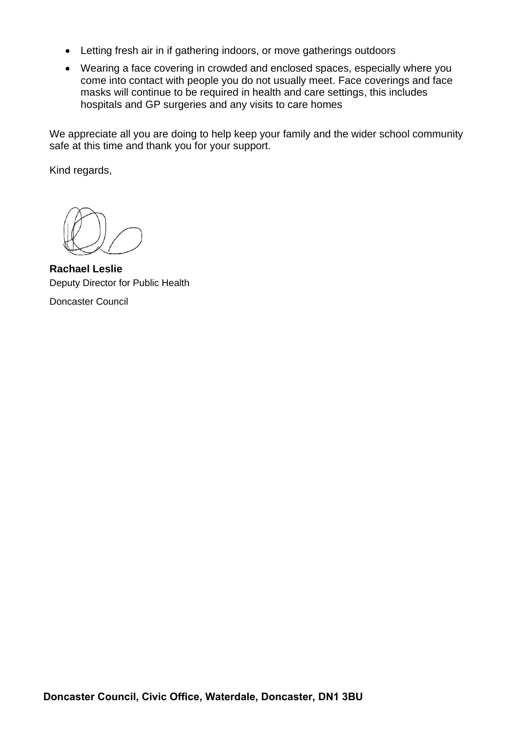- Letting fresh air in if gathering indoors, or move gatherings outdoors
- Wearing a face covering in crowded and enclosed spaces, especially where you come into contact with people you do not usually meet. Face coverings and face masks will continue to be required in health and care settings, this includes hospitals and GP surgeries and any visits to care homes

We appreciate all you are doing to help keep your family and the wider school community safe at this time and thank you for your support.

Kind regards,

**Rachael Leslie**
Deputy Director for Public Health

Doncaster Council

**Doncaster Council, Civic Office, Waterdale, Doncaster, DN1 3BU**